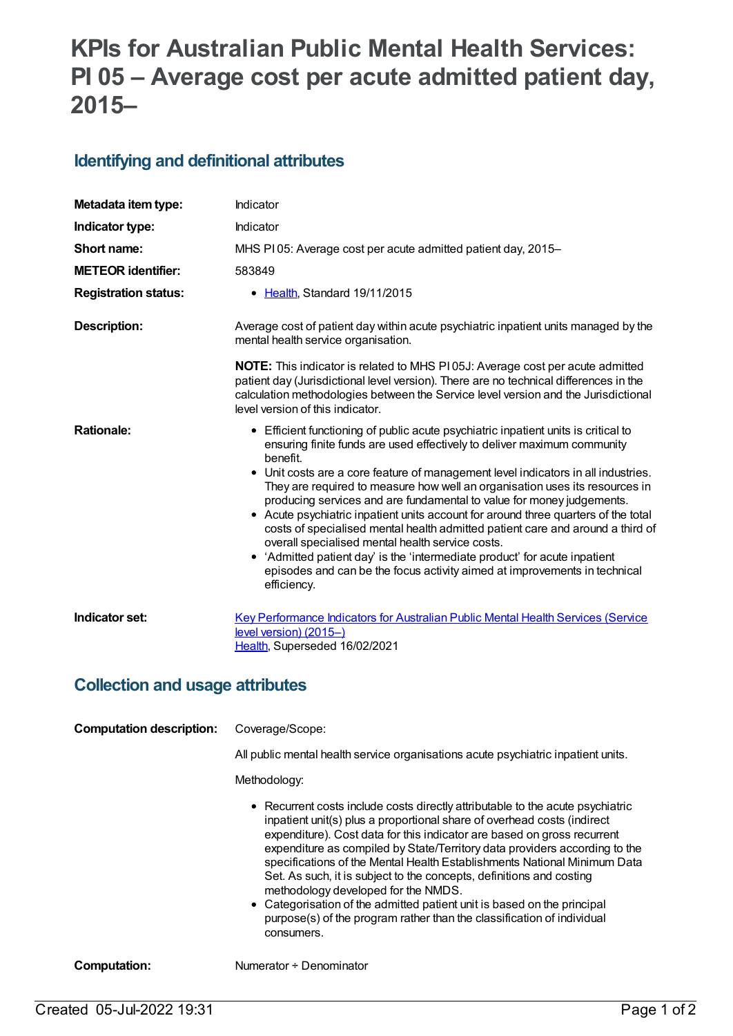# KPIs for Australian Public Mental Health Services: PI 05 – Average cost per acute admitted patient day, 2015–

## Identifying and definitional attributes

| | |
|---|---|
| **Metadata item type:** | Indicator |
| **Indicator type:** | Indicator |
| **Short name:** | MHS PI 05: Average cost per acute admitted patient day, 2015– |
| **METEOR identifier:** | 583849 |
| **Registration status:** | • Health, Standard 19/11/2015 |
| **Description:** | Average cost of patient day within acute psychiatric inpatient units managed by the mental health service organisation.<br><br>**NOTE:** This indicator is related to MHS PI 05J: Average cost per acute admitted patient day (Jurisdictional level version). There are no technical differences in the calculation methodologies between the Service level version and the Jurisdictional level version of this indicator. |
| **Rationale:** | • Efficient functioning of public acute psychiatric inpatient units is critical to ensuring finite funds are used effectively to deliver maximum community benefit.<br>• Unit costs are a core feature of management level indicators in all industries. They are required to measure how well an organisation uses its resources in producing services and are fundamental to value for money judgements.<br>• Acute psychiatric inpatient units account for around three quarters of the total costs of specialised mental health admitted patient care and around a third of overall specialised mental health service costs.<br>• 'Admitted patient day' is the 'intermediate product' for acute inpatient episodes and can be the focus activity aimed at improvements in technical efficiency. |
| **Indicator set:** | Key Performance Indicators for Australian Public Mental Health Services (Service level version) (2015–)<br>Health, Superseded 16/02/2021 |

## Collection and usage attributes

| | |
|---|---|
| **Computation description:** | Coverage/Scope:<br><br>All public mental health service organisations acute psychiatric inpatient units.<br><br>Methodology:<br><br>• Recurrent costs include costs directly attributable to the acute psychiatric inpatient unit(s) plus a proportional share of overhead costs (indirect expenditure). Cost data for this indicator are based on gross recurrent expenditure as compiled by State/Territory data providers according to the specifications of the Mental Health Establishments National Minimum Data Set. As such, it is subject to the concepts, definitions and costing methodology developed for the NMDS.<br>• Categorisation of the admitted patient unit is based on the principal purpose(s) of the program rather than the classification of individual consumers. |
| **Computation:** | Numerator ÷ Denominator |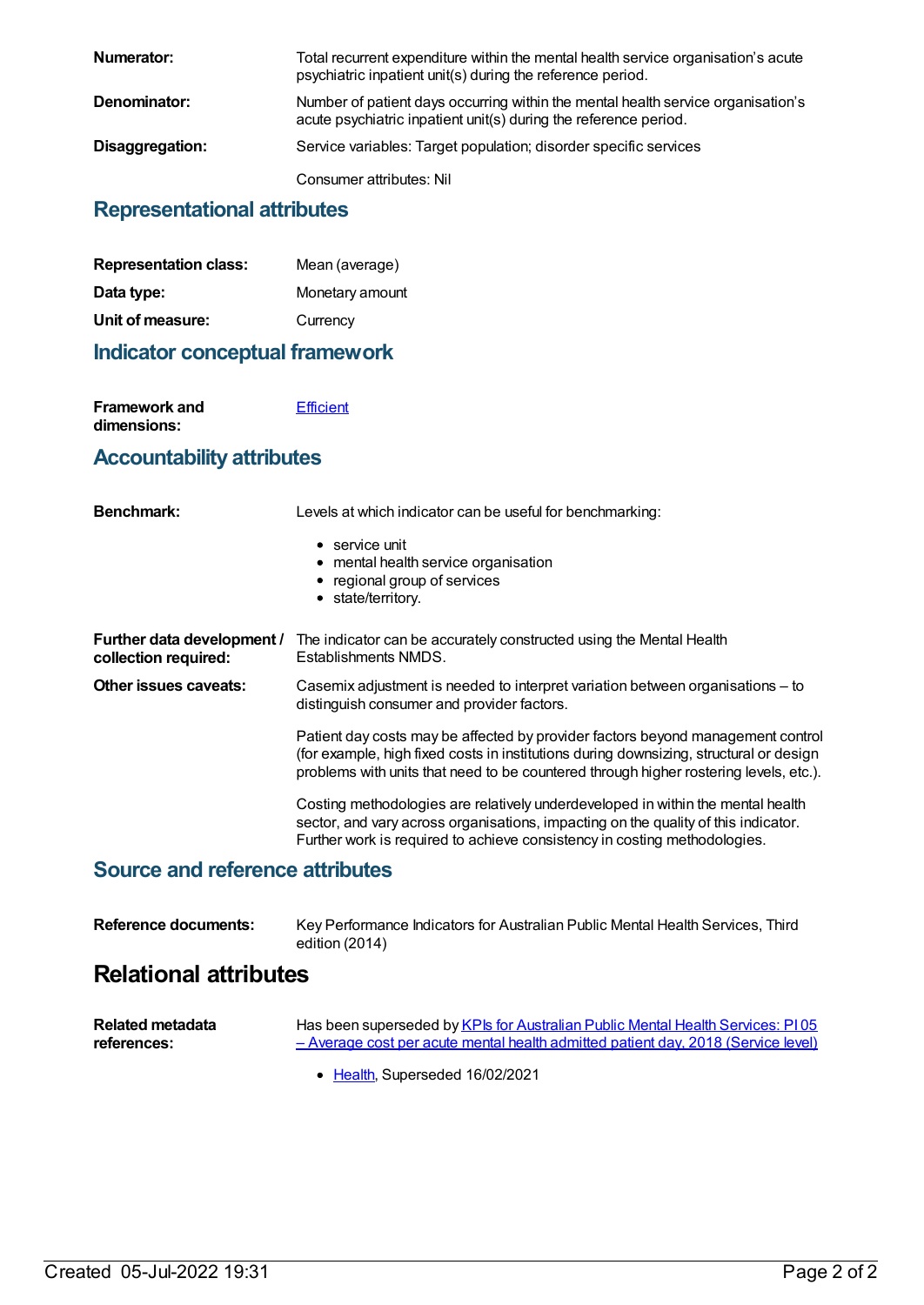| | |
|---|---|
| **Numerator:** | Total recurrent expenditure within the mental health service organisation's acute psychiatric inpatient unit(s) during the reference period. |
| **Denominator:** | Number of patient days occurring within the mental health service organisation's acute psychiatric inpatient unit(s) during the reference period. |
| **Disaggregation:** | Service variables: Target population; disorder specific services<br><br>Consumer attributes: Nil |

## Representational attributes

| | |
|---|---|
| **Representation class:** | Mean (average) |
| **Data type:** | Monetary amount |
| **Unit of measure:** | Currency |

## Indicator conceptual framework

| | |
|---|---|
| **Framework and dimensions:** | Efficient |

## Accountability attributes

**Benchmark:** Levels at which indicator can be useful for benchmarking:

- service unit
- mental health service organisation
- regional group of services
- state/territory.

**Further data development / collection required:** The indicator can be accurately constructed using the Mental Health Establishments NMDS.

**Other issues caveats:** Casemix adjustment is needed to interpret variation between organisations – to distinguish consumer and provider factors.

Patient day costs may be affected by provider factors beyond management control (for example, high fixed costs in institutions during downsizing, structural or design problems with units that need to be countered through higher rostering levels, etc.).

Costing methodologies are relatively underdeveloped in within the mental health sector, and vary across organisations, impacting on the quality of this indicator. Further work is required to achieve consistency in costing methodologies.

## Source and reference attributes

| | |
|---|---|
| **Reference documents:** | Key Performance Indicators for Australian Public Mental Health Services, Third edition (2014) |

# Relational attributes

**Related metadata references:** Has been superseded by KPIs for Australian Public Mental Health Services: PI 05 – Average cost per acute mental health admitted patient day, 2018 (Service level)

- Health, Superseded 16/02/2021